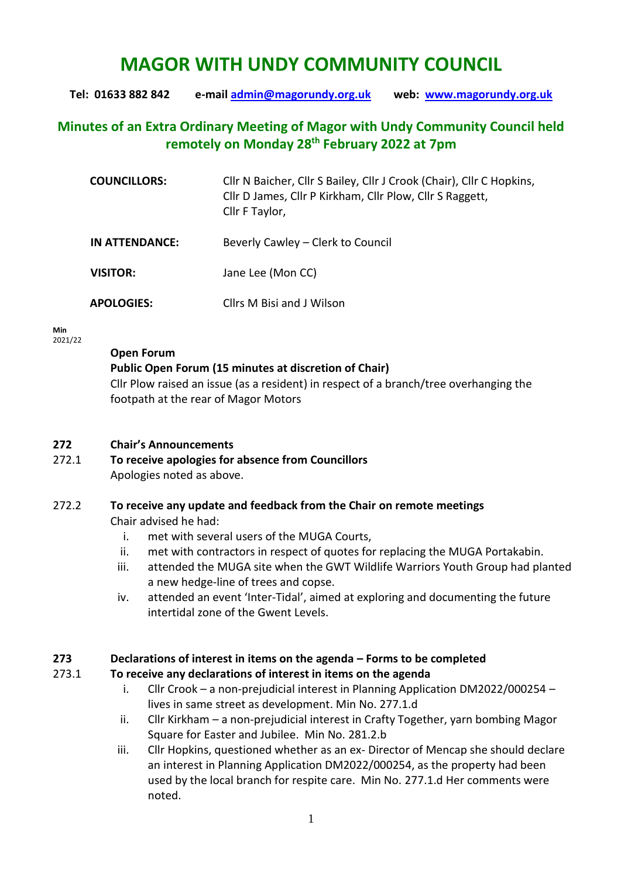# MAGOR WITH UNDY COMMUNITY COUNCIL

**Tel: 01633 882 842** **e-mail [admin@magorundy.org.uk](mailto:admin@magorundy.org.uk)** **web: [www.magorundy.org.uk](http://www.magorundy.org.uk)**

## Minutes of an Extra Ordinary Meeting of Magor with Undy Community Council held remotely on Monday 28th February 2022 at 7pm

| | |
|---|---|
| **COUNCILLORS:** | Cllr N Baicher, Cllr S Bailey, Cllr J Crook (Chair), Cllr C Hopkins, Cllr D James, Cllr P Kirkham, Cllr Plow, Cllr S Raggett, Cllr F Taylor, |
| **IN ATTENDANCE:** | Beverly Cawley – Clerk to Council |
| **VISITOR:** | Jane Lee (Mon CC) |
| **APOLOGIES:** | Cllrs M Bisi and J Wilson |

**Min**
2021/22

**Open Forum**

**Public Open Forum (15 minutes at discretion of Chair)**

Cllr Plow raised an issue (as a resident) in respect of a branch/tree overhanging the footpath at the rear of Magor Motors

**272 Chair's Announcements**

272.1 **To receive apologies for absence from Councillors**

Apologies noted as above.

272.2 **To receive any update and feedback from the Chair on remote meetings**

Chair advised he had:

i. met with several users of the MUGA Courts,
ii. met with contractors in respect of quotes for replacing the MUGA Portakabin.
iii. attended the MUGA site when the GWT Wildlife Warriors Youth Group had planted a new hedge-line of trees and copse.
iv. attended an event 'Inter-Tidal', aimed at exploring and documenting the future intertidal zone of the Gwent Levels.

**273 Declarations of interest in items on the agenda – Forms to be completed**

273.1 **To receive any declarations of interest in items on the agenda**

i. Cllr Crook – a non-prejudicial interest in Planning Application DM2022/000254 – lives in same street as development. Min No. 277.1.d
ii. Cllr Kirkham – a non-prejudicial interest in Crafty Together, yarn bombing Magor Square for Easter and Jubilee. Min No. 281.2.b
iii. Cllr Hopkins, questioned whether as an ex- Director of Mencap she should declare an interest in Planning Application DM2022/000254, as the property had been used by the local branch for respite care. Min No. 277.1.d Her comments were noted.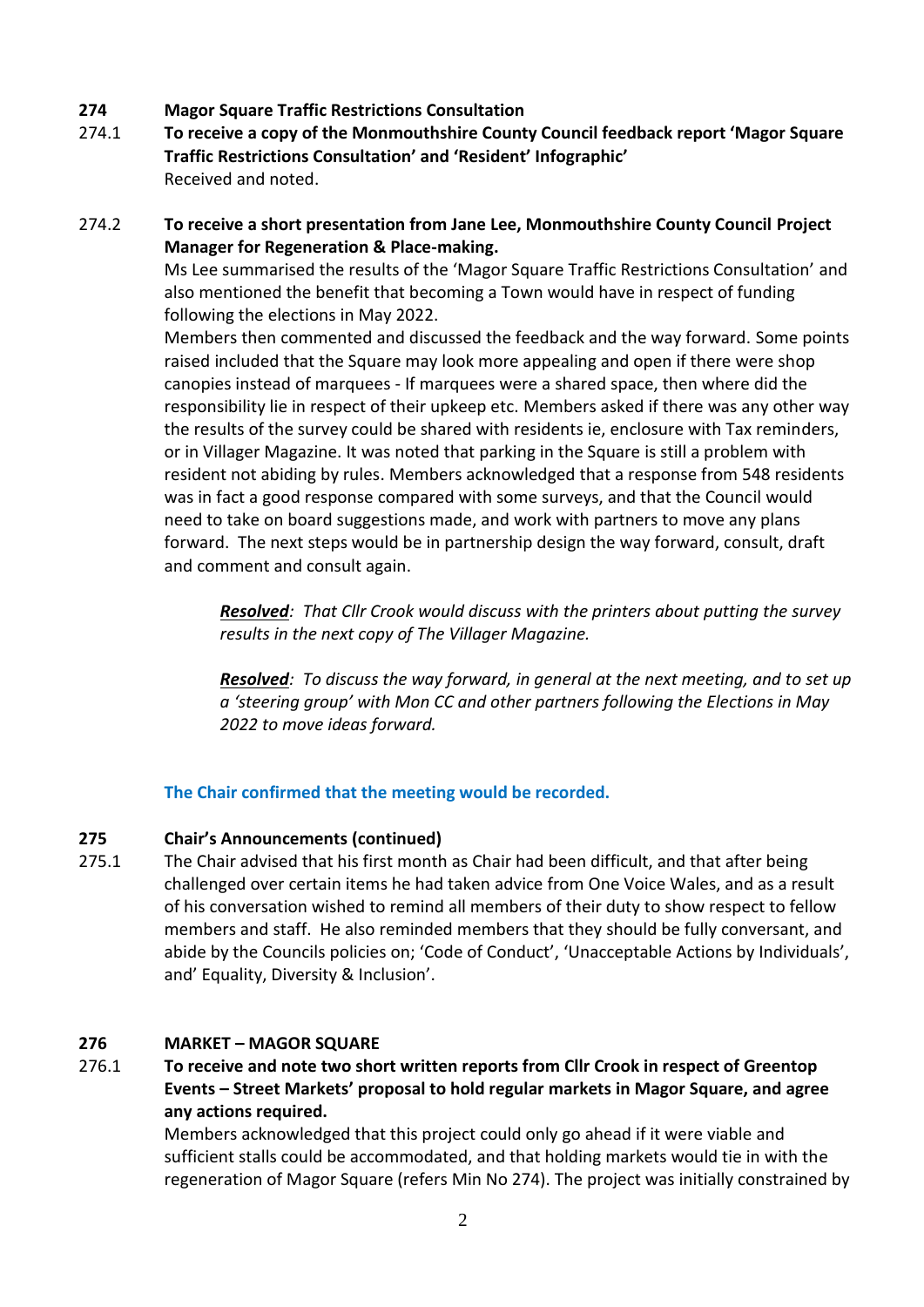**274 Magor Square Traffic Restrictions Consultation**

274.1 **To receive a copy of the Monmouthshire County Council feedback report 'Magor Square Traffic Restrictions Consultation' and 'Resident' Infographic'**
Received and noted.

274.2 **To receive a short presentation from Jane Lee, Monmouthshire County Council Project Manager for Regeneration & Place-making.**
Ms Lee summarised the results of the 'Magor Square Traffic Restrictions Consultation' and also mentioned the benefit that becoming a Town would have in respect of funding following the elections in May 2022.
Members then commented and discussed the feedback and the way forward. Some points raised included that the Square may look more appealing and open if there were shop canopies instead of marquees - If marquees were a shared space, then where did the responsibility lie in respect of their upkeep etc. Members asked if there was any other way the results of the survey could be shared with residents ie, enclosure with Tax reminders, or in Villager Magazine. It was noted that parking in the Square is still a problem with resident not abiding by rules. Members acknowledged that a response from 548 residents was in fact a good response compared with some surveys, and that the Council would need to take on board suggestions made, and work with partners to move any plans forward. The next steps would be in partnership design the way forward, consult, draft and comment and consult again.

> ***Resolved**: That Cllr Crook would discuss with the printers about putting the survey results in the next copy of The Villager Magazine.*
>
> ***Resolved**: To discuss the way forward, in general at the next meeting, and to set up a 'steering group' with Mon CC and other partners following the Elections in May 2022 to move ideas forward.*

**The Chair confirmed that the meeting would be recorded.**

**275 Chair's Announcements (continued)**

275.1 The Chair advised that his first month as Chair had been difficult, and that after being challenged over certain items he had taken advice from One Voice Wales, and as a result of his conversation wished to remind all members of their duty to show respect to fellow members and staff. He also reminded members that they should be fully conversant, and abide by the Councils policies on; 'Code of Conduct', 'Unacceptable Actions by Individuals', and' Equality, Diversity & Inclusion'.

**276 MARKET – MAGOR SQUARE**

276.1 **To receive and note two short written reports from Cllr Crook in respect of Greentop Events – Street Markets' proposal to hold regular markets in Magor Square, and agree any actions required.**
Members acknowledged that this project could only go ahead if it were viable and sufficient stalls could be accommodated, and that holding markets would tie in with the regeneration of Magor Square (refers Min No 274). The project was initially constrained by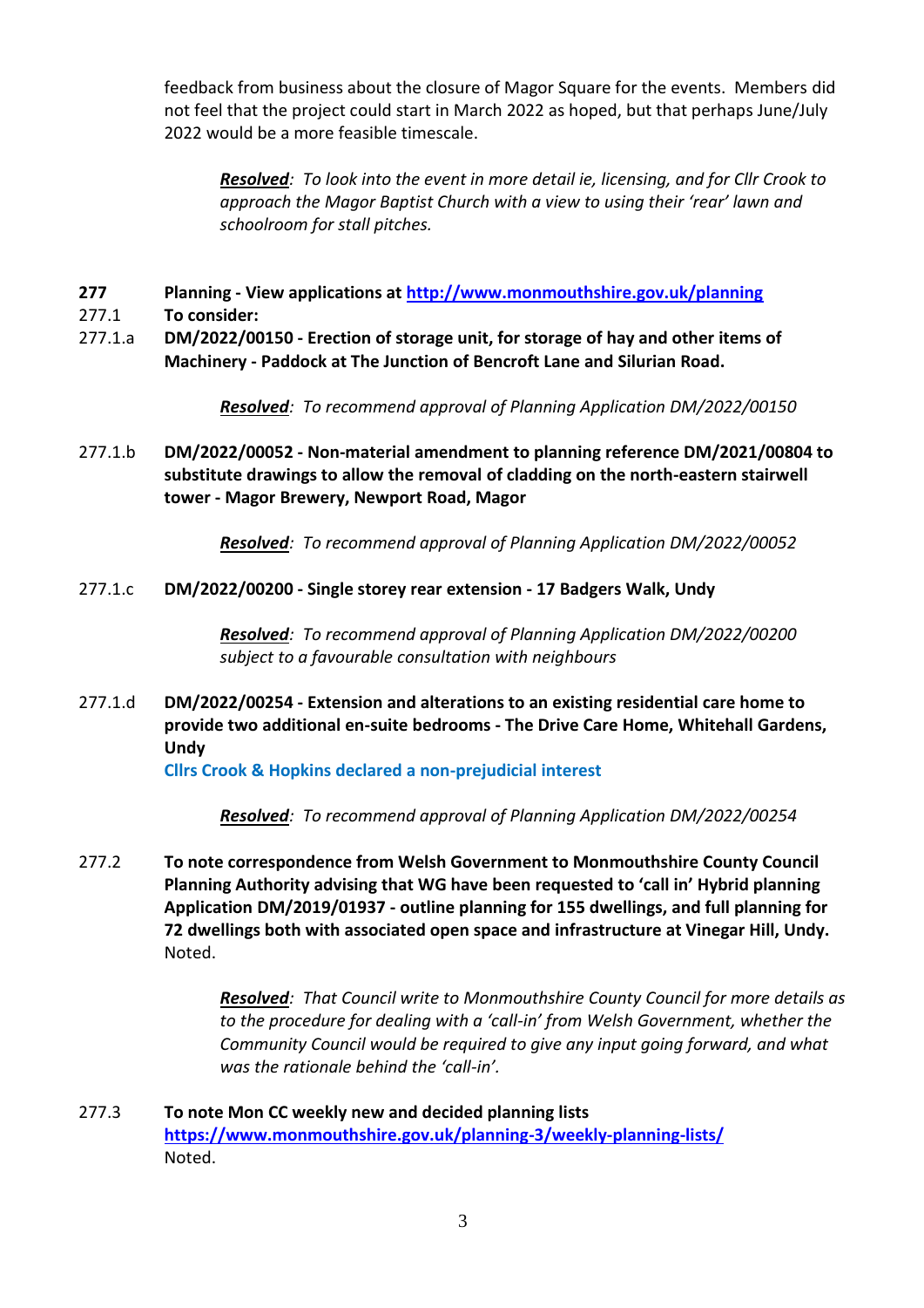feedback from business about the closure of Magor Square for the events. Members did not feel that the project could start in March 2022 as hoped, but that perhaps June/July 2022 would be a more feasible timescale.

> ***Resolved**: To look into the event in more detail ie, licensing, and for Cllr Crook to approach the Magor Baptist Church with a view to using their 'rear' lawn and schoolroom for stall pitches.*

**277 Planning - View applications at [http://www.monmouthshire.gov.uk/planning](http://www.monmouthshire.gov.uk/planning)**

**277.1 To consider:**

**277.1.a DM/2022/00150 - Erection of storage unit, for storage of hay and other items of Machinery - Paddock at The Junction of Bencroft Lane and Silurian Road.**

> ***Resolved**: To recommend approval of Planning Application DM/2022/00150*

**277.1.b DM/2022/00052 - Non-material amendment to planning reference DM/2021/00804 to substitute drawings to allow the removal of cladding on the north-eastern stairwell tower - Magor Brewery, Newport Road, Magor**

> ***Resolved**: To recommend approval of Planning Application DM/2022/00052*

**277.1.c DM/2022/00200 - Single storey rear extension - 17 Badgers Walk, Undy**

> ***Resolved**: To recommend approval of Planning Application DM/2022/00200 subject to a favourable consultation with neighbours*

**277.1.d DM/2022/00254 - Extension and alterations to an existing residential care home to provide two additional en-suite bedrooms - The Drive Care Home, Whitehall Gardens, Undy**

**Cllrs Crook & Hopkins declared a non-prejudicial interest**

> ***Resolved**: To recommend approval of Planning Application DM/2022/00254*

**277.2 To note correspondence from Welsh Government to Monmouthshire County Council Planning Authority advising that WG have been requested to 'call in' Hybrid planning Application DM/2019/01937 - outline planning for 155 dwellings, and full planning for 72 dwellings both with associated open space and infrastructure at Vinegar Hill, Undy.** Noted.

> ***Resolved**: That Council write to Monmouthshire County Council for more details as to the procedure for dealing with a 'call-in' from Welsh Government, whether the Community Council would be required to give any input going forward, and what was the rationale behind the 'call-in'.*

**277.3 To note Mon CC weekly new and decided planning lists [https://www.monmouthshire.gov.uk/planning-3/weekly-planning-lists/](https://www.monmouthshire.gov.uk/planning-3/weekly-planning-lists/)**
Noted.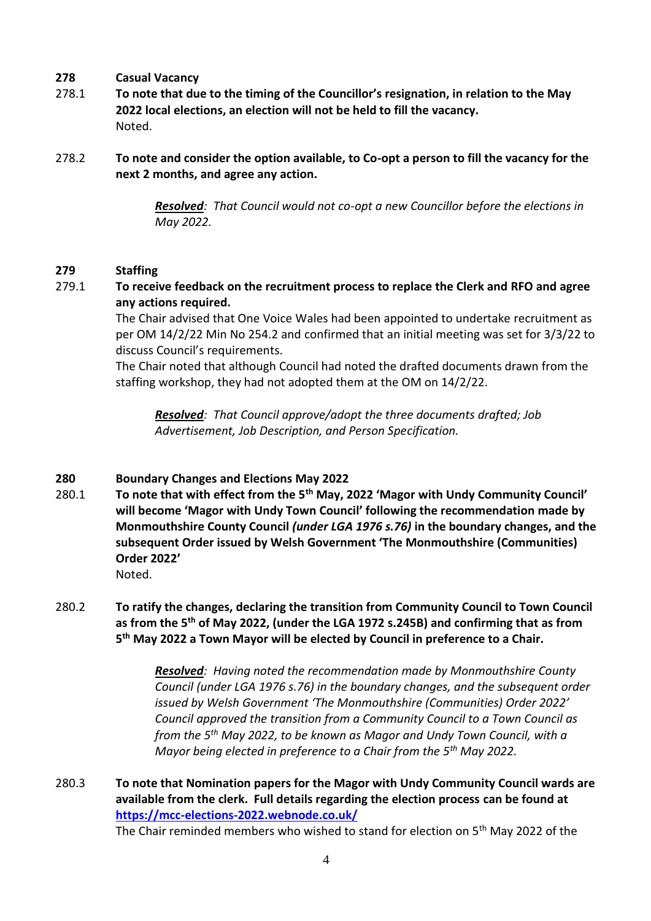**278 Casual Vacancy**

278.1 **To note that due to the timing of the Councillor's resignation, in relation to the May 2022 local elections, an election will not be held to fill the vacancy.**
Noted.

278.2 **To note and consider the option available, to Co-opt a person to fill the vacancy for the next 2 months, and agree any action.**

> ***Resolved****: That Council would not co-opt a new Councillor before the elections in May 2022.*

**279 Staffing**

279.1 **To receive feedback on the recruitment process to replace the Clerk and RFO and agree any actions required.**
The Chair advised that One Voice Wales had been appointed to undertake recruitment as per OM 14/2/22 Min No 254.2 and confirmed that an initial meeting was set for 3/3/22 to discuss Council's requirements.
The Chair noted that although Council had noted the drafted documents drawn from the staffing workshop, they had not adopted them at the OM on 14/2/22.

> ***Resolved****: That Council approve/adopt the three documents drafted; Job Advertisement, Job Description, and Person Specification.*

**280 Boundary Changes and Elections May 2022**

280.1 **To note that with effect from the 5th May, 2022 'Magor with Undy Community Council' will become 'Magor with Undy Town Council' following the recommendation made by Monmouthshire County Council *(under LGA 1976 s.76)* in the boundary changes, and the subsequent Order issued by Welsh Government 'The Monmouthshire (Communities) Order 2022'**
Noted.

280.2 **To ratify the changes, declaring the transition from Community Council to Town Council as from the 5th of May 2022, (under the LGA 1972 s.245B) and confirming that as from 5th May 2022 a Town Mayor will be elected by Council in preference to a Chair.**

> ***Resolved****: Having noted the recommendation made by Monmouthshire County Council (under LGA 1976 s.76) in the boundary changes, and the subsequent order issued by Welsh Government 'The Monmouthshire (Communities) Order 2022' Council approved the transition from a Community Council to a Town Council as from the 5th May 2022, to be known as Magor and Undy Town Council, with a Mayor being elected in preference to a Chair from the 5th May 2022.*

280.3 **To note that Nomination papers for the Magor with Undy Community Council wards are available from the clerk. Full details regarding the election process can be found at [https://mcc-elections-2022.webnode.co.uk/](https://mcc-elections-2022.webnode.co.uk/)**
The Chair reminded members who wished to stand for election on 5th May 2022 of the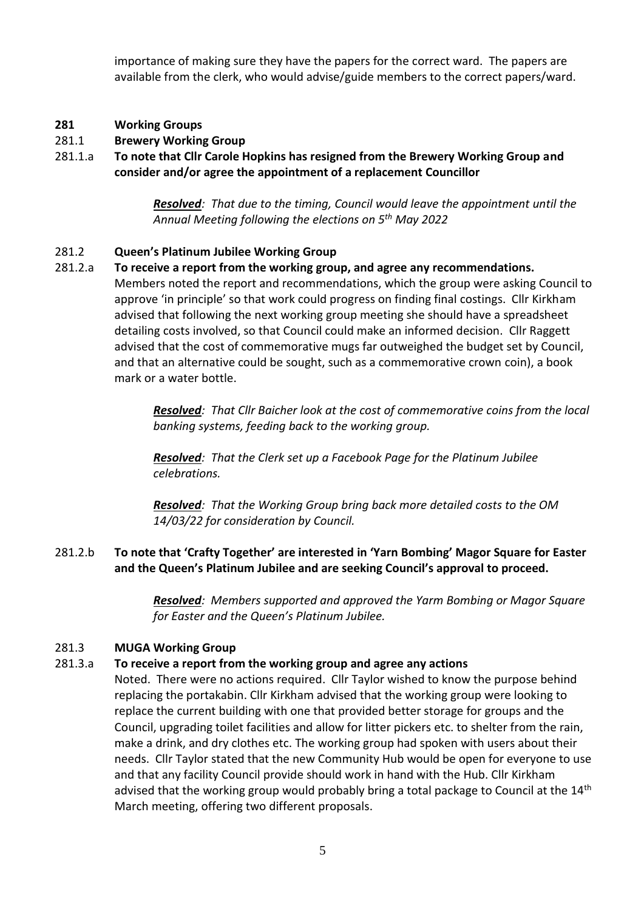importance of making sure they have the papers for the correct ward. The papers are available from the clerk, who would advise/guide members to the correct papers/ward.

**281 Working Groups**

281.1 **Brewery Working Group**

281.1.a **To note that Cllr Carole Hopkins has resigned from the Brewery Working Group and consider and/or agree the appointment of a replacement Councillor**

> ***Resolved**: That due to the timing, Council would leave the appointment until the Annual Meeting following the elections on 5th May 2022*

281.2 **Queen's Platinum Jubilee Working Group**

281.2.a **To receive a report from the working group, and agree any recommendations.**
Members noted the report and recommendations, which the group were asking Council to approve 'in principle' so that work could progress on finding final costings. Cllr Kirkham advised that following the next working group meeting she should have a spreadsheet detailing costs involved, so that Council could make an informed decision. Cllr Raggett advised that the cost of commemorative mugs far outweighed the budget set by Council, and that an alternative could be sought, such as a commemorative crown coin), a book mark or a water bottle.

> ***Resolved**: That Cllr Baicher look at the cost of commemorative coins from the local banking systems, feeding back to the working group.*
>
> ***Resolved**: That the Clerk set up a Facebook Page for the Platinum Jubilee celebrations.*
>
> ***Resolved**: That the Working Group bring back more detailed costs to the OM 14/03/22 for consideration by Council.*

281.2.b **To note that 'Crafty Together' are interested in 'Yarn Bombing' Magor Square for Easter and the Queen's Platinum Jubilee and are seeking Council's approval to proceed.**

> ***Resolved**: Members supported and approved the Yarm Bombing or Magor Square for Easter and the Queen's Platinum Jubilee.*

281.3 **MUGA Working Group**

281.3.a **To receive a report from the working group and agree any actions**
Noted. There were no actions required. Cllr Taylor wished to know the purpose behind replacing the portakabin. Cllr Kirkham advised that the working group were looking to replace the current building with one that provided better storage for groups and the Council, upgrading toilet facilities and allow for litter pickers etc. to shelter from the rain, make a drink, and dry clothes etc. The working group had spoken with users about their needs. Cllr Taylor stated that the new Community Hub would be open for everyone to use and that any facility Council provide should work in hand with the Hub. Cllr Kirkham advised that the working group would probably bring a total package to Council at the 14th March meeting, offering two different proposals.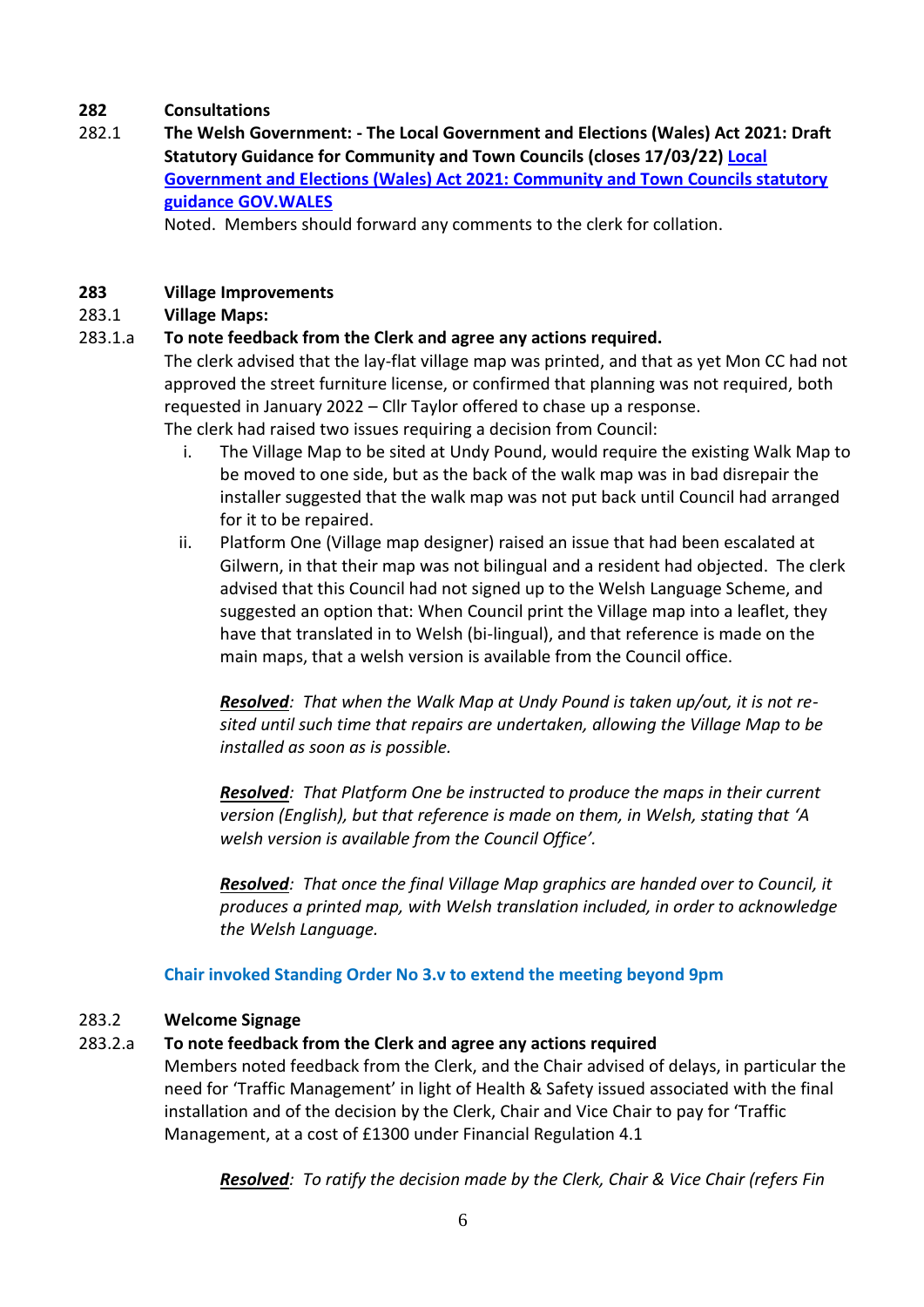**282 Consultations**

282.1 **The Welsh Government: - The Local Government and Elections (Wales) Act 2021: Draft Statutory Guidance for Community and Town Councils (closes 17/03/22) [Local Government and Elections (Wales) Act 2021: Community and Town Councils statutory guidance GOV.WALES]**

Noted. Members should forward any comments to the clerk for collation.

**283 Village Improvements**

283.1 **Village Maps:**

283.1.a **To note feedback from the Clerk and agree any actions required.**

The clerk advised that the lay-flat village map was printed, and that as yet Mon CC had not approved the street furniture license, or confirmed that planning was not required, both requested in January 2022 – Cllr Taylor offered to chase up a response.

The clerk had raised two issues requiring a decision from Council:

i. The Village Map to be sited at Undy Pound, would require the existing Walk Map to be moved to one side, but as the back of the walk map was in bad disrepair the installer suggested that the walk map was not put back until Council had arranged for it to be repaired.

ii. Platform One (Village map designer) raised an issue that had been escalated at Gilwern, in that their map was not bilingual and a resident had objected. The clerk advised that this Council had not signed up to the Welsh Language Scheme, and suggested an option that: When Council print the Village map into a leaflet, they have that translated in to Welsh (bi-lingual), and that reference is made on the main maps, that a welsh version is available from the Council office.

***Resolved**: That when the Walk Map at Undy Pound is taken up/out, it is not re-sited until such time that repairs are undertaken, allowing the Village Map to be installed as soon as is possible.*

***Resolved**: That Platform One be instructed to produce the maps in their current version (English), but that reference is made on them, in Welsh, stating that 'A welsh version is available from the Council Office'.*

***Resolved**: That once the final Village Map graphics are handed over to Council, it produces a printed map, with Welsh translation included, in order to acknowledge the Welsh Language.*

**Chair invoked Standing Order No 3.v to extend the meeting beyond 9pm**

283.2 **Welcome Signage**

283.2.a **To note feedback from the Clerk and agree any actions required**

Members noted feedback from the Clerk, and the Chair advised of delays, in particular the need for 'Traffic Management' in light of Health & Safety issued associated with the final installation and of the decision by the Clerk, Chair and Vice Chair to pay for 'Traffic Management, at a cost of £1300 under Financial Regulation 4.1

***Resolved**: To ratify the decision made by the Clerk, Chair & Vice Chair (refers Fin*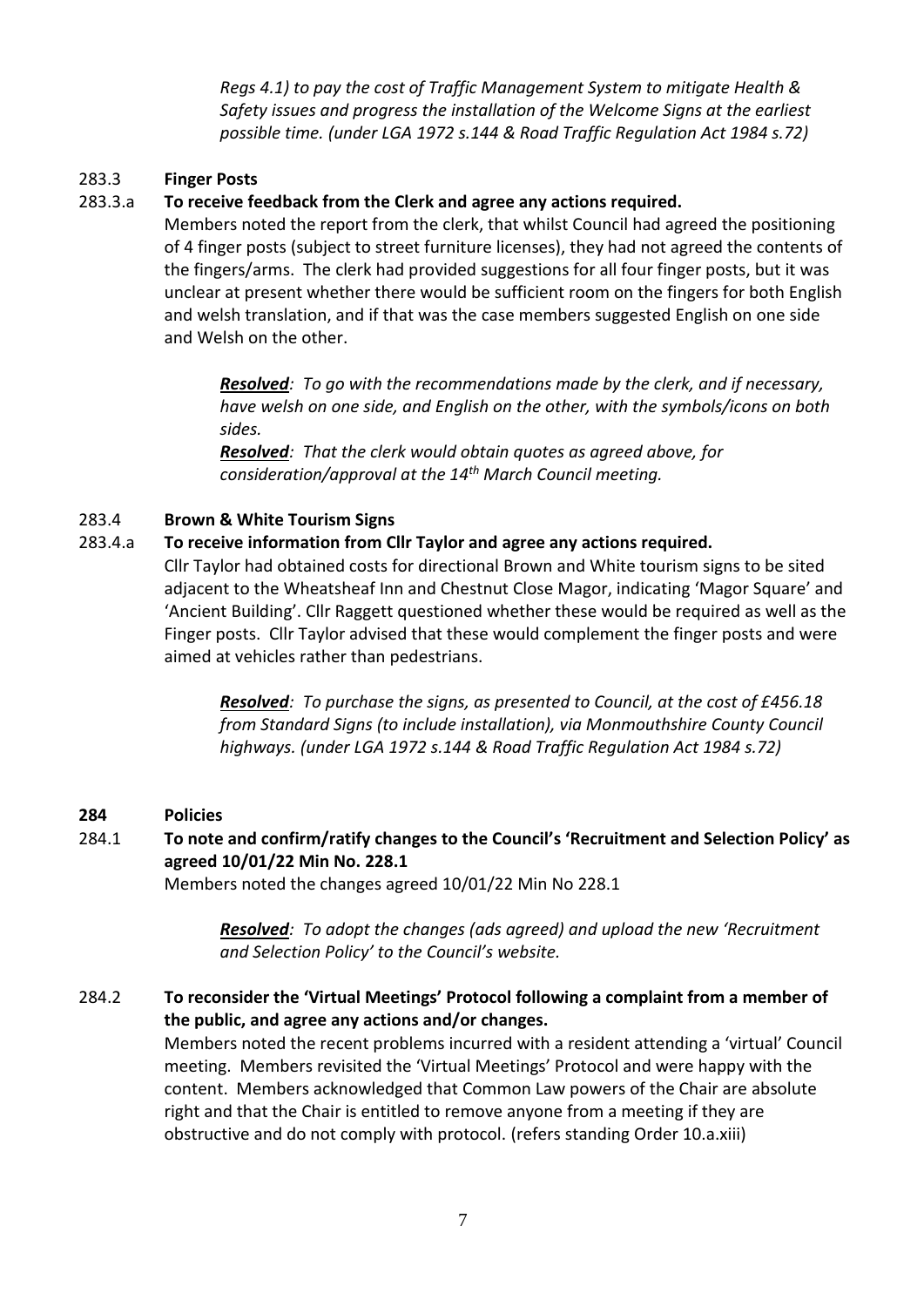*Regs 4.1) to pay the cost of Traffic Management System to mitigate Health & Safety issues and progress the installation of the Welcome Signs at the earliest possible time. (under LGA 1972 s.144 & Road Traffic Regulation Act 1984 s.72)*

**283.3 Finger Posts**

**283.3.a To receive feedback from the Clerk and agree any actions required.**

Members noted the report from the clerk, that whilst Council had agreed the positioning of 4 finger posts (subject to street furniture licenses), they had not agreed the contents of the fingers/arms. The clerk had provided suggestions for all four finger posts, but it was unclear at present whether there would be sufficient room on the fingers for both English and welsh translation, and if that was the case members suggested English on one side and Welsh on the other.

> ***Resolved**: To go with the recommendations made by the clerk, and if necessary, have welsh on one side, and English on the other, with the symbols/icons on both sides.*
>
> ***Resolved**: That the clerk would obtain quotes as agreed above, for consideration/approval at the 14th March Council meeting.*

**283.4 Brown & White Tourism Signs**

**283.4.a To receive information from Cllr Taylor and agree any actions required.**

Cllr Taylor had obtained costs for directional Brown and White tourism signs to be sited adjacent to the Wheatsheaf Inn and Chestnut Close Magor, indicating 'Magor Square' and 'Ancient Building'. Cllr Raggett questioned whether these would be required as well as the Finger posts. Cllr Taylor advised that these would complement the finger posts and were aimed at vehicles rather than pedestrians.

> ***Resolved**: To purchase the signs, as presented to Council, at the cost of £456.18 from Standard Signs (to include installation), via Monmouthshire County Council highways. (under LGA 1972 s.144 & Road Traffic Regulation Act 1984 s.72)*

## 284 Policies

**284.1 To note and confirm/ratify changes to the Council's 'Recruitment and Selection Policy' as agreed 10/01/22 Min No. 228.1**

Members noted the changes agreed 10/01/22 Min No 228.1

> ***Resolved**: To adopt the changes (ads agreed) and upload the new 'Recruitment and Selection Policy' to the Council's website.*

**284.2 To reconsider the 'Virtual Meetings' Protocol following a complaint from a member of the public, and agree any actions and/or changes.**

Members noted the recent problems incurred with a resident attending a 'virtual' Council meeting. Members revisited the 'Virtual Meetings' Protocol and were happy with the content. Members acknowledged that Common Law powers of the Chair are absolute right and that the Chair is entitled to remove anyone from a meeting if they are obstructive and do not comply with protocol. (refers standing Order 10.a.xiii)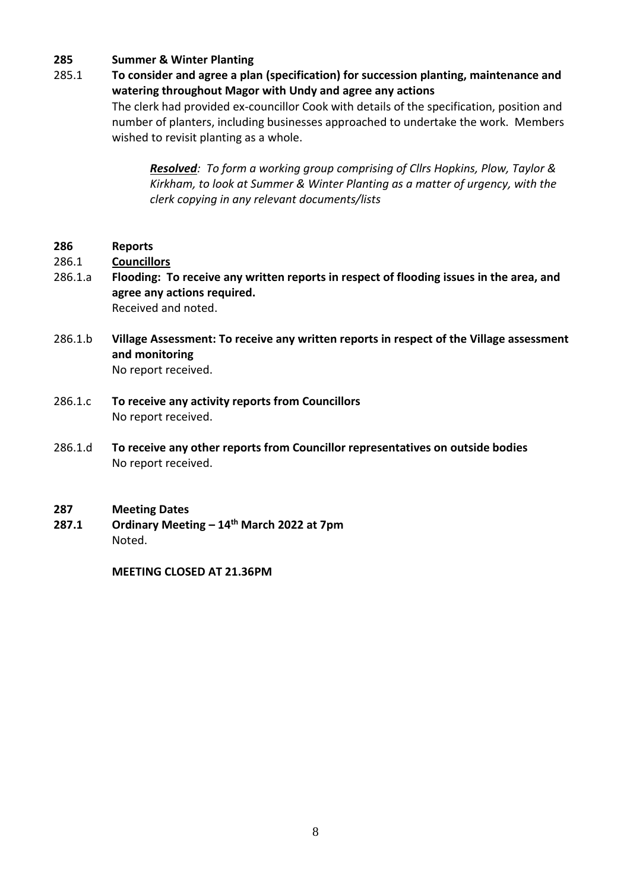**285 Summer & Winter Planting**

285.1 **To consider and agree a plan (specification) for succession planting, maintenance and watering throughout Magor with Undy and agree any actions**

The clerk had provided ex-councillor Cook with details of the specification, position and number of planters, including businesses approached to undertake the work. Members wished to revisit planting as a whole.

> ***Resolved**: To form a working group comprising of Cllrs Hopkins, Plow, Taylor & Kirkham, to look at Summer & Winter Planting as a matter of urgency, with the clerk copying in any relevant documents/lists*

**286 Reports**

286.1 **Councillors**

286.1.a **Flooding: To receive any written reports in respect of flooding issues in the area, and agree any actions required.**

Received and noted.

286.1.b **Village Assessment: To receive any written reports in respect of the Village assessment and monitoring**

No report received.

286.1.c **To receive any activity reports from Councillors**

No report received.

286.1.d **To receive any other reports from Councillor representatives on outside bodies**

No report received.

**287 Meeting Dates**

**287.1 Ordinary Meeting – 14th March 2022 at 7pm**

Noted.

**MEETING CLOSED AT 21.36PM**